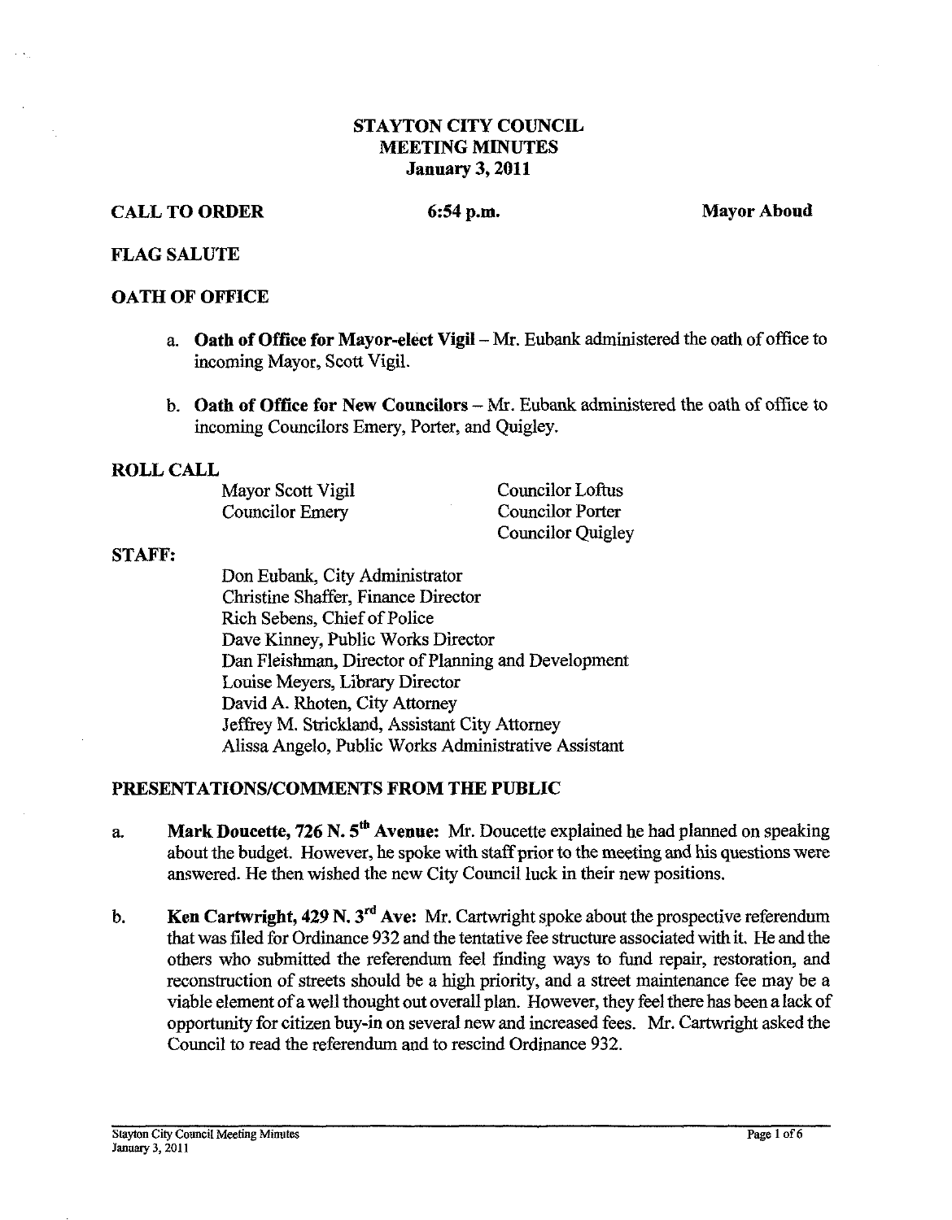# STAYTON CITY COUNCIL
# MEETING MINUTES
# January 3, 2011

**CALL TO ORDER** **6:54 p.m.** **Mayor Aboud**

**FLAG SALUTE**

**OATH OF OFFICE**

a. **Oath of Office for Mayor-elect Vigil** – Mr. Eubank administered the oath of office to incoming Mayor, Scott Vigil.

b. **Oath of Office for New Councilors** – Mr. Eubank administered the oath of office to incoming Councilors Emery, Porter, and Quigley.

**ROLL CALL**

Mayor Scott Vigil
Councilor Emery
Councilor Loftus
Councilor Porter
Councilor Quigley

**STAFF:**

Don Eubank, City Administrator
Christine Shaffer, Finance Director
Rich Sebens, Chief of Police
Dave Kinney, Public Works Director
Dan Fleishman, Director of Planning and Development
Louise Meyers, Library Director
David A. Rhoten, City Attorney
Jeffrey M. Strickland, Assistant City Attorney
Alissa Angelo, Public Works Administrative Assistant

**PRESENTATIONS/COMMENTS FROM THE PUBLIC**

a. **Mark Doucette, 726 N. 5th Avenue:** Mr. Doucette explained he had planned on speaking about the budget. However, he spoke with staff prior to the meeting and his questions were answered. He then wished the new City Council luck in their new positions.

b. **Ken Cartwright, 429 N. 3rd Ave:** Mr. Cartwright spoke about the prospective referendum that was filed for Ordinance 932 and the tentative fee structure associated with it. He and the others who submitted the referendum feel finding ways to fund repair, restoration, and reconstruction of streets should be a high priority, and a street maintenance fee may be a viable element of a well thought out overall plan. However, they feel there has been a lack of opportunity for citizen buy-in on several new and increased fees. Mr. Cartwright asked the Council to read the referendum and to rescind Ordinance 932.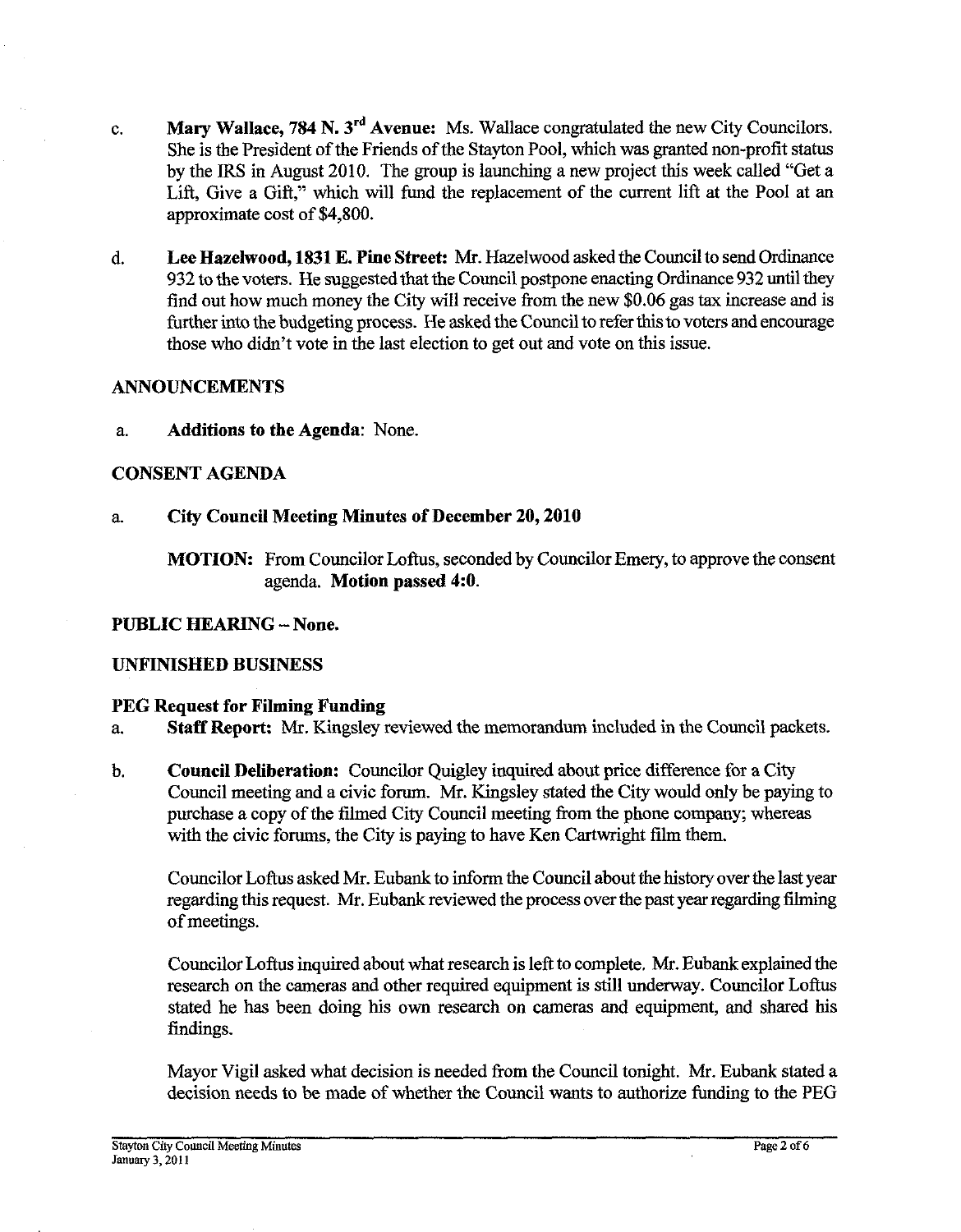c. **Mary Wallace, 784 N. 3rd Avenue:** Ms. Wallace congratulated the new City Councilors. She is the President of the Friends of the Stayton Pool, which was granted non-profit status by the IRS in August 2010. The group is launching a new project this week called "Get a Lift, Give a Gift," which will fund the replacement of the current lift at the Pool at an approximate cost of $4,800.

d. **Lee Hazelwood, 1831 E. Pine Street:** Mr. Hazelwood asked the Council to send Ordinance 932 to the voters. He suggested that the Council postpone enacting Ordinance 932 until they find out how much money the City will receive from the new $0.06 gas tax increase and is further into the budgeting process. He asked the Council to refer this to voters and encourage those who didn't vote in the last election to get out and vote on this issue.

## ANNOUNCEMENTS

a. **Additions to the Agenda**: None.

## CONSENT AGENDA

a. **City Council Meeting Minutes of December 20, 2010**

**MOTION:** From Councilor Loftus, seconded by Councilor Emery, to approve the consent agenda. **Motion passed 4:0.**

## PUBLIC HEARING – None.

## UNFINISHED BUSINESS

### PEG Request for Filming Funding

a. **Staff Report:** Mr. Kingsley reviewed the memorandum included in the Council packets.

b. **Council Deliberation:** Councilor Quigley inquired about price difference for a City Council meeting and a civic forum. Mr. Kingsley stated the City would only be paying to purchase a copy of the filmed City Council meeting from the phone company; whereas with the civic forums, the City is paying to have Ken Cartwright film them.

Councilor Loftus asked Mr. Eubank to inform the Council about the history over the last year regarding this request. Mr. Eubank reviewed the process over the past year regarding filming of meetings.

Councilor Loftus inquired about what research is left to complete. Mr. Eubank explained the research on the cameras and other required equipment is still underway. Councilor Loftus stated he has been doing his own research on cameras and equipment, and shared his findings.

Mayor Vigil asked what decision is needed from the Council tonight. Mr. Eubank stated a decision needs to be made of whether the Council wants to authorize funding to the PEG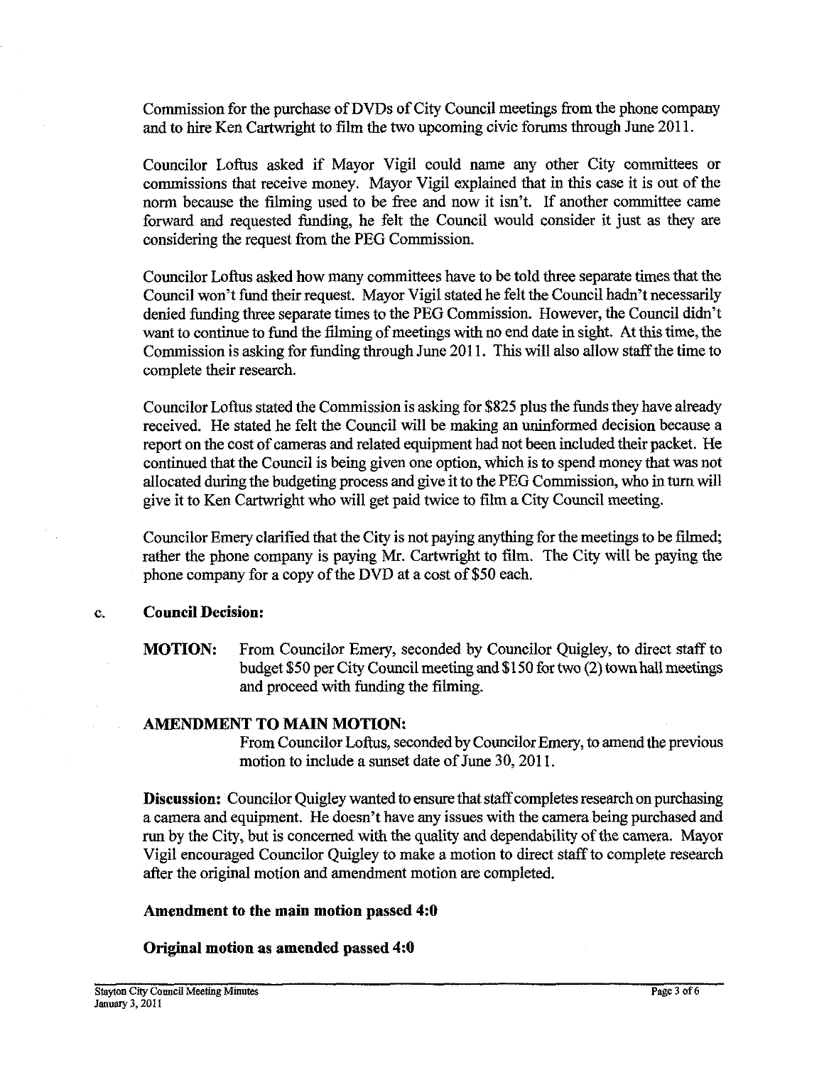Commission for the purchase of DVDs of City Council meetings from the phone company and to hire Ken Cartwright to film the two upcoming civic forums through June 2011.

Councilor Loftus asked if Mayor Vigil could name any other City committees or commissions that receive money. Mayor Vigil explained that in this case it is out of the norm because the filming used to be free and now it isn't. If another committee came forward and requested funding, he felt the Council would consider it just as they are considering the request from the PEG Commission.

Councilor Loftus asked how many committees have to be told three separate times that the Council won't fund their request. Mayor Vigil stated he felt the Council hadn't necessarily denied funding three separate times to the PEG Commission. However, the Council didn't want to continue to fund the filming of meetings with no end date in sight. At this time, the Commission is asking for funding through June 2011. This will also allow staff the time to complete their research.

Councilor Loftus stated the Commission is asking for $825 plus the funds they have already received. He stated he felt the Council will be making an uninformed decision because a report on the cost of cameras and related equipment had not been included their packet. He continued that the Council is being given one option, which is to spend money that was not allocated during the budgeting process and give it to the PEG Commission, who in turn will give it to Ken Cartwright who will get paid twice to film a City Council meeting.

Councilor Emery clarified that the City is not paying anything for the meetings to be filmed; rather the phone company is paying Mr. Cartwright to film. The City will be paying the phone company for a copy of the DVD at a cost of $50 each.

c. **Council Decision:**

**MOTION:** From Councilor Emery, seconded by Councilor Quigley, to direct staff to budget $50 per City Council meeting and $150 for two (2) town hall meetings and proceed with funding the filming.

**AMENDMENT TO MAIN MOTION:**

From Councilor Loftus, seconded by Councilor Emery, to amend the previous motion to include a sunset date of June 30, 2011.

**Discussion:** Councilor Quigley wanted to ensure that staff completes research on purchasing a camera and equipment. He doesn't have any issues with the camera being purchased and run by the City, but is concerned with the quality and dependability of the camera. Mayor Vigil encouraged Councilor Quigley to make a motion to direct staff to complete research after the original motion and amendment motion are completed.

**Amendment to the main motion passed 4:0**

**Original motion as amended passed 4:0**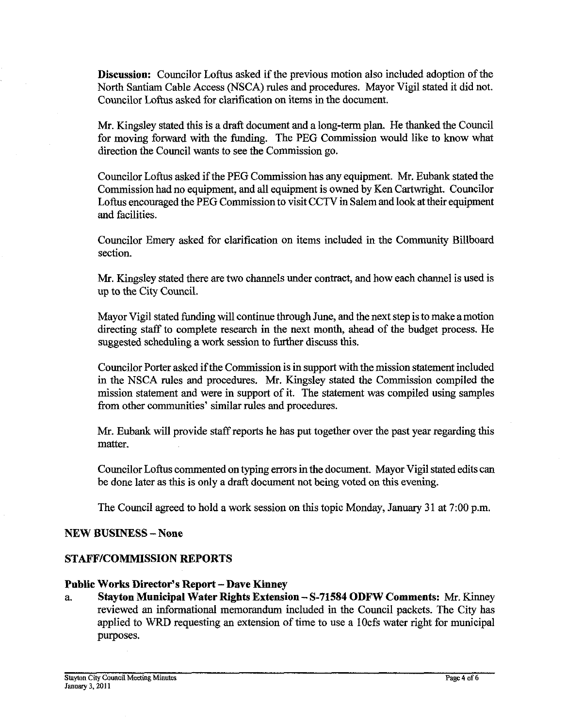**Discussion:** Councilor Loftus asked if the previous motion also included adoption of the North Santiam Cable Access (NSCA) rules and procedures. Mayor Vigil stated it did not. Councilor Loftus asked for clarification on items in the document.

Mr. Kingsley stated this is a draft document and a long-term plan. He thanked the Council for moving forward with the funding. The PEG Commission would like to know what direction the Council wants to see the Commission go.

Councilor Loftus asked if the PEG Commission has any equipment. Mr. Eubank stated the Commission had no equipment, and all equipment is owned by Ken Cartwright. Councilor Loftus encouraged the PEG Commission to visit CCTV in Salem and look at their equipment and facilities.

Councilor Emery asked for clarification on items included in the Community Billboard section.

Mr. Kingsley stated there are two channels under contract, and how each channel is used is up to the City Council.

Mayor Vigil stated funding will continue through June, and the next step is to make a motion directing staff to complete research in the next month, ahead of the budget process. He suggested scheduling a work session to further discuss this.

Councilor Porter asked if the Commission is in support with the mission statement included in the NSCA rules and procedures. Mr. Kingsley stated the Commission compiled the mission statement and were in support of it. The statement was compiled using samples from other communities' similar rules and procedures.

Mr. Eubank will provide staff reports he has put together over the past year regarding this matter.

Councilor Loftus commented on typing errors in the document. Mayor Vigil stated edits can be done later as this is only a draft document not being voted on this evening.

The Council agreed to hold a work session on this topic Monday, January 31 at 7:00 p.m.

## NEW BUSINESS – None

## STAFF/COMMISSION REPORTS

### Public Works Director's Report – Dave Kinney

a. **Stayton Municipal Water Rights Extension – S-71584 ODFW Comments:** Mr. Kinney reviewed an informational memorandum included in the Council packets. The City has applied to WRD requesting an extension of time to use a 10cfs water right for municipal purposes.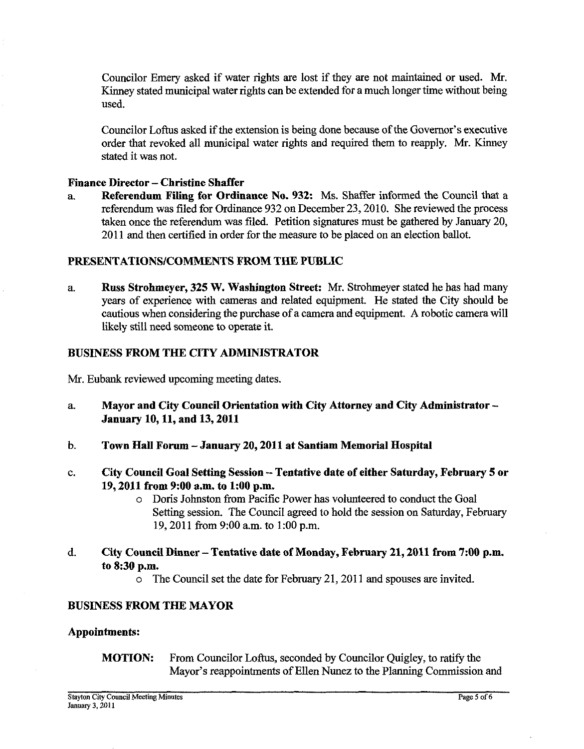Councilor Emery asked if water rights are lost if they are not maintained or used. Mr. Kinney stated municipal water rights can be extended for a much longer time without being used.

Councilor Loftus asked if the extension is being done because of the Governor's executive order that revoked all municipal water rights and required them to reapply. Mr. Kinney stated it was not.

**Finance Director – Christine Shaffer**

a. **Referendum Filing for Ordinance No. 932:** Ms. Shaffer informed the Council that a referendum was filed for Ordinance 932 on December 23, 2010. She reviewed the process taken once the referendum was filed. Petition signatures must be gathered by January 20, 2011 and then certified in order for the measure to be placed on an election ballot.

## PRESENTATIONS/COMMENTS FROM THE PUBLIC

a. **Russ Strohmeyer, 325 W. Washington Street:** Mr. Strohmeyer stated he has had many years of experience with cameras and related equipment. He stated the City should be cautious when considering the purchase of a camera and equipment. A robotic camera will likely still need someone to operate it.

## BUSINESS FROM THE CITY ADMINISTRATOR

Mr. Eubank reviewed upcoming meeting dates.

a. **Mayor and City Council Orientation with City Attorney and City Administrator – January 10, 11, and 13, 2011**

b. **Town Hall Forum – January 20, 2011 at Santiam Memorial Hospital**

c. **City Council Goal Setting Session – Tentative date of either Saturday, February 5 or 19, 2011 from 9:00 a.m. to 1:00 p.m.**
   - Doris Johnston from Pacific Power has volunteered to conduct the Goal Setting session. The Council agreed to hold the session on Saturday, February 19, 2011 from 9:00 a.m. to 1:00 p.m.

d. **City Council Dinner – Tentative date of Monday, February 21, 2011 from 7:00 p.m. to 8:30 p.m.**
   - The Council set the date for February 21, 2011 and spouses are invited.

## BUSINESS FROM THE MAYOR

**Appointments:**

**MOTION:** From Councilor Loftus, seconded by Councilor Quigley, to ratify the Mayor's reappointments of Ellen Nunez to the Planning Commission and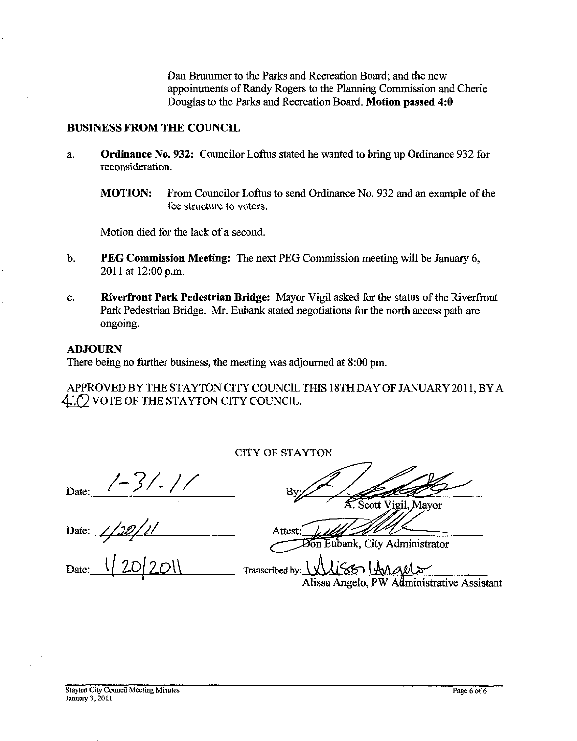Dan Brummer to the Parks and Recreation Board; and the new appointments of Randy Rogers to the Planning Commission and Cherie Douglas to the Parks and Recreation Board. **Motion passed 4:0**

## BUSINESS FROM THE COUNCIL

a. **Ordinance No. 932:** Councilor Loftus stated he wanted to bring up Ordinance 932 for reconsideration.

   **MOTION:** From Councilor Loftus to send Ordinance No. 932 and an example of the fee structure to voters.

   Motion died for the lack of a second.

b. **PEG Commission Meeting:** The next PEG Commission meeting will be January 6, 2011 at 12:00 p.m.

c. **Riverfront Park Pedestrian Bridge:** Mayor Vigil asked for the status of the Riverfront Park Pedestrian Bridge. Mr. Eubank stated negotiations for the north access path are ongoing.

## ADJOURN

There being no further business, the meeting was adjourned at 8:00 pm.

APPROVED BY THE STAYTON CITY COUNCIL THIS 18TH DAY OF JANUARY 2011, BY A 4:0 VOTE OF THE STAYTON CITY COUNCIL.

CITY OF STAYTON

Date: 1-31-11 By: A. Scott Vigil, Mayor

Date: 1/20/11 Attest: Don Eubank, City Administrator

Date: 1/20/2011 Transcribed by: Alissa Angelo, PW Administrative Assistant

Stayton City Council Meeting Minutes
January 3, 2011